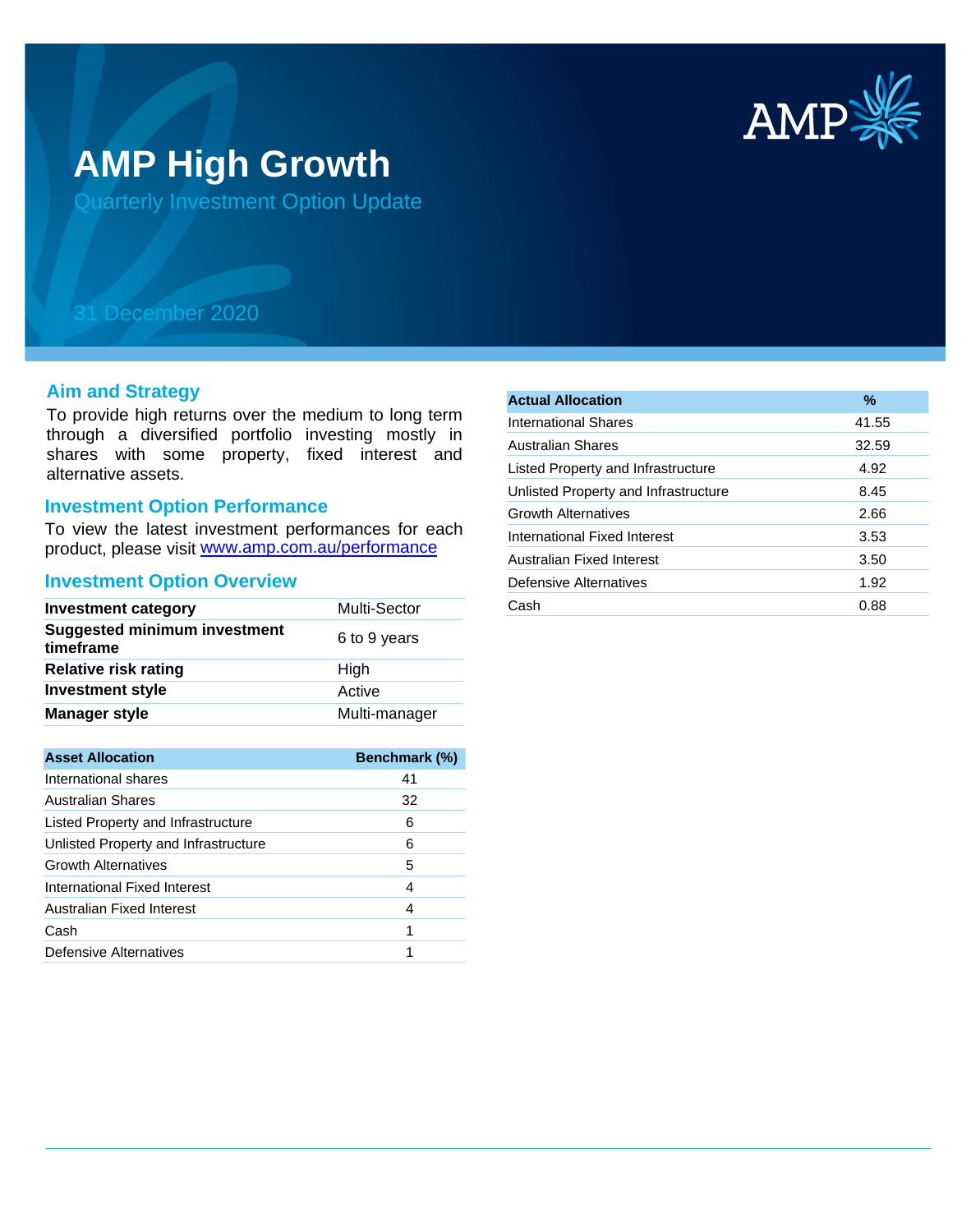# AMP High Growth

Quarterly Investment Option Update

31 December 2020

## Aim and Strategy

To provide high returns over the medium to long term through a diversified portfolio investing mostly in shares with some property, fixed interest and alternative assets.

## Investment Option Performance

To view the latest investment performances for each product, please visit www.amp.com.au/performance

## Investment Option Overview

| | |
|---|---|
| **Investment category** | Multi-Sector |
| **Suggested minimum investment timeframe** | 6 to 9 years |
| **Relative risk rating** | High |
| **Investment style** | Active |
| **Manager style** | Multi-manager |

| Asset Allocation | Benchmark (%) |
|---|---|
| International shares | 41 |
| Australian Shares | 32 |
| Listed Property and Infrastructure | 6 |
| Unlisted Property and Infrastructure | 6 |
| Growth Alternatives | 5 |
| International Fixed Interest | 4 |
| Australian Fixed Interest | 4 |
| Cash | 1 |
| Defensive Alternatives | 1 |

| Actual Allocation | % |
|---|---|
| International Shares | 41.55 |
| Australian Shares | 32.59 |
| Listed Property and Infrastructure | 4.92 |
| Unlisted Property and Infrastructure | 8.45 |
| Growth Alternatives | 2.66 |
| International Fixed Interest | 3.53 |
| Australian Fixed Interest | 3.50 |
| Defensive Alternatives | 1.92 |
| Cash | 0.88 |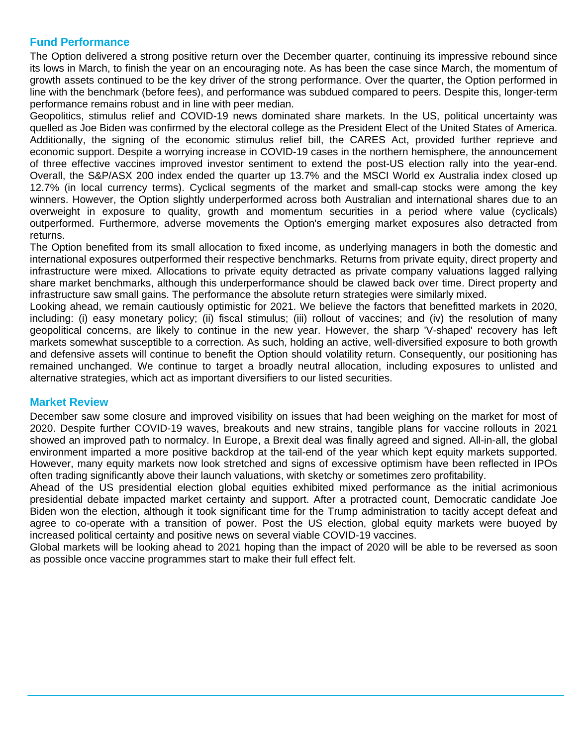## Fund Performance

The Option delivered a strong positive return over the December quarter, continuing its impressive rebound since its lows in March, to finish the year on an encouraging note. As has been the case since March, the momentum of growth assets continued to be the key driver of the strong performance. Over the quarter, the Option performed in line with the benchmark (before fees), and performance was subdued compared to peers. Despite this, longer-term performance remains robust and in line with peer median.

Geopolitics, stimulus relief and COVID-19 news dominated share markets. In the US, political uncertainty was quelled as Joe Biden was confirmed by the electoral college as the President Elect of the United States of America. Additionally, the signing of the economic stimulus relief bill, the CARES Act, provided further reprieve and economic support. Despite a worrying increase in COVID-19 cases in the northern hemisphere, the announcement of three effective vaccines improved investor sentiment to extend the post-US election rally into the year-end. Overall, the S&P/ASX 200 index ended the quarter up 13.7% and the MSCI World ex Australia index closed up 12.7% (in local currency terms). Cyclical segments of the market and small-cap stocks were among the key winners. However, the Option slightly underperformed across both Australian and international shares due to an overweight in exposure to quality, growth and momentum securities in a period where value (cyclicals) outperformed. Furthermore, adverse movements the Option's emerging market exposures also detracted from returns.

The Option benefited from its small allocation to fixed income, as underlying managers in both the domestic and international exposures outperformed their respective benchmarks. Returns from private equity, direct property and infrastructure were mixed. Allocations to private equity detracted as private company valuations lagged rallying share market benchmarks, although this underperformance should be clawed back over time. Direct property and infrastructure saw small gains. The performance the absolute return strategies were similarly mixed.

Looking ahead, we remain cautiously optimistic for 2021. We believe the factors that benefitted markets in 2020, including: (i) easy monetary policy; (ii) fiscal stimulus; (iii) rollout of vaccines; and (iv) the resolution of many geopolitical concerns, are likely to continue in the new year. However, the sharp 'V-shaped' recovery has left markets somewhat susceptible to a correction. As such, holding an active, well-diversified exposure to both growth and defensive assets will continue to benefit the Option should volatility return. Consequently, our positioning has remained unchanged. We continue to target a broadly neutral allocation, including exposures to unlisted and alternative strategies, which act as important diversifiers to our listed securities.

## Market Review

December saw some closure and improved visibility on issues that had been weighing on the market for most of 2020. Despite further COVID-19 waves, breakouts and new strains, tangible plans for vaccine rollouts in 2021 showed an improved path to normalcy. In Europe, a Brexit deal was finally agreed and signed. All-in-all, the global environment imparted a more positive backdrop at the tail-end of the year which kept equity markets supported. However, many equity markets now look stretched and signs of excessive optimism have been reflected in IPOs often trading significantly above their launch valuations, with sketchy or sometimes zero profitability.

Ahead of the US presidential election global equities exhibited mixed performance as the initial acrimonious presidential debate impacted market certainty and support. After a protracted count, Democratic candidate Joe Biden won the election, although it took significant time for the Trump administration to tacitly accept defeat and agree to co-operate with a transition of power. Post the US election, global equity markets were buoyed by increased political certainty and positive news on several viable COVID-19 vaccines.

Global markets will be looking ahead to 2021 hoping than the impact of 2020 will be able to be reversed as soon as possible once vaccine programmes start to make their full effect felt.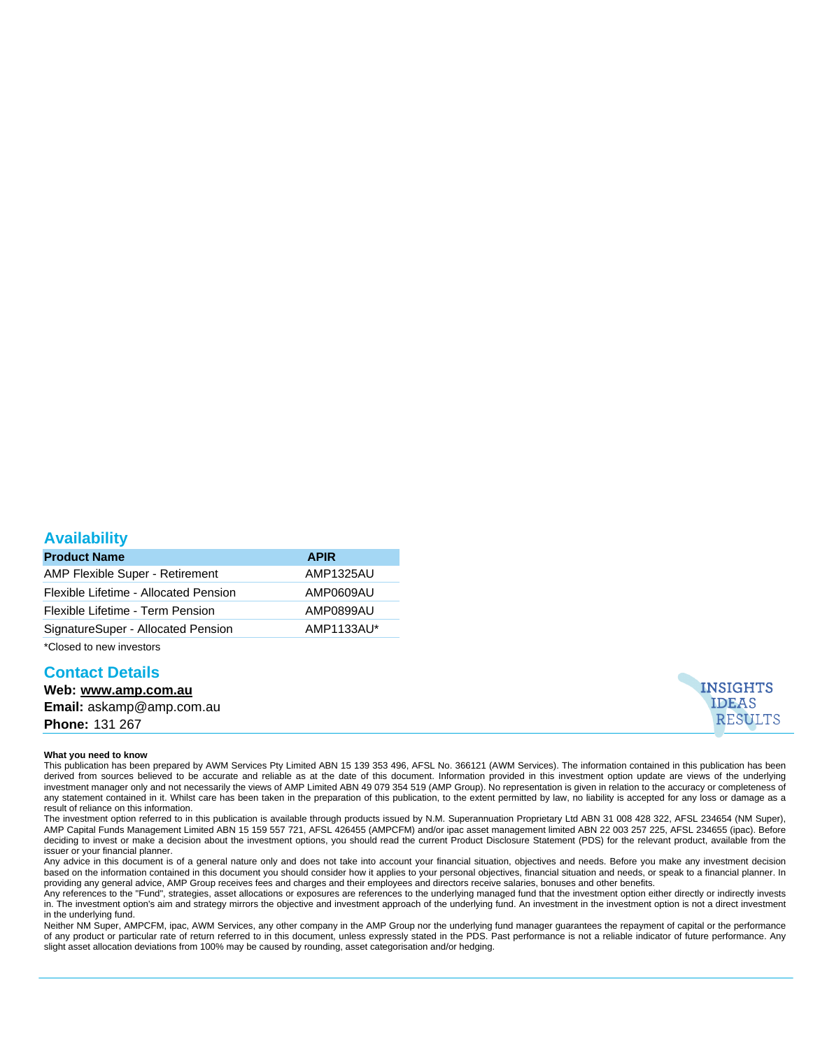## Availability

| Product Name | APIR |
|---|---|
| AMP Flexible Super - Retirement | AMP1325AU |
| Flexible Lifetime - Allocated Pension | AMP0609AU |
| Flexible Lifetime - Term Pension | AMP0899AU |
| SignatureSuper - Allocated Pension | AMP1133AU* |

*Closed to new investors

## Contact Details

**Web:** **www.amp.com.au**
**Email:** askamp@amp.com.au
**Phone:** 131 267

INSIGHTS
IDEAS
RESULTS

**What you need to know**

This publication has been prepared by AWM Services Pty Limited ABN 15 139 353 496, AFSL No. 366121 (AWM Services). The information contained in this publication has been derived from sources believed to be accurate and reliable as at the date of this document. Information provided in this investment option update are views of the underlying investment manager only and not necessarily the views of AMP Limited ABN 49 079 354 519 (AMP Group). No representation is given in relation to the accuracy or completeness of any statement contained in it. Whilst care has been taken in the preparation of this publication, to the extent permitted by law, no liability is accepted for any loss or damage as a result of reliance on this information.

The investment option referred to in this publication is available through products issued by N.M. Superannuation Proprietary Ltd ABN 31 008 428 322, AFSL 234654 (NM Super), AMP Capital Funds Management Limited ABN 15 159 557 721, AFSL 426455 (AMPCFM) and/or ipac asset management limited ABN 22 003 257 225, AFSL 234655 (ipac). Before deciding to invest or make a decision about the investment options, you should read the current Product Disclosure Statement (PDS) for the relevant product, available from the issuer or your financial planner.

Any advice in this document is of a general nature only and does not take into account your financial situation, objectives and needs. Before you make any investment decision based on the information contained in this document you should consider how it applies to your personal objectives, financial situation and needs, or speak to a financial planner. In providing any general advice, AMP Group receives fees and charges and their employees and directors receive salaries, bonuses and other benefits.

Any references to the "Fund", strategies, asset allocations or exposures are references to the underlying managed fund that the investment option either directly or indirectly invests in. The investment option's aim and strategy mirrors the objective and investment approach of the underlying fund. An investment in the investment option is not a direct investment in the underlying fund.

Neither NM Super, AMPCFM, ipac, AWM Services, any other company in the AMP Group nor the underlying fund manager guarantees the repayment of capital or the performance of any product or particular rate of return referred to in this document, unless expressly stated in the PDS. Past performance is not a reliable indicator of future performance. Any slight asset allocation deviations from 100% may be caused by rounding, asset categorisation and/or hedging.